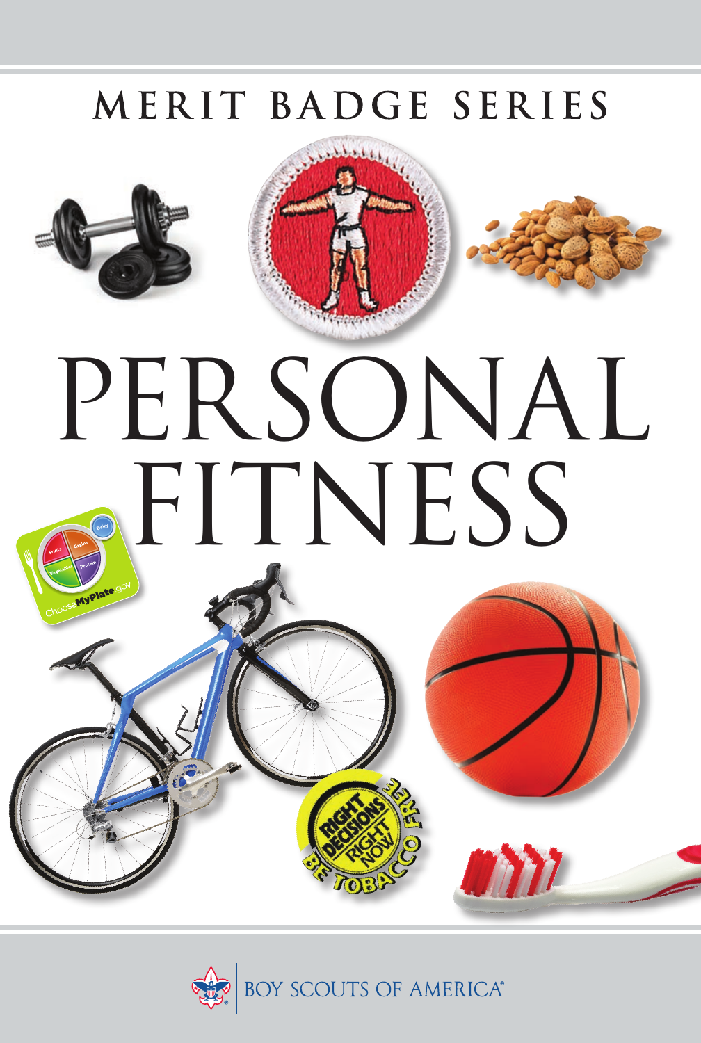MERIT BADGE SERIES

# PERSONAL FITNESS

BOY SCOUTS OF AMERICA®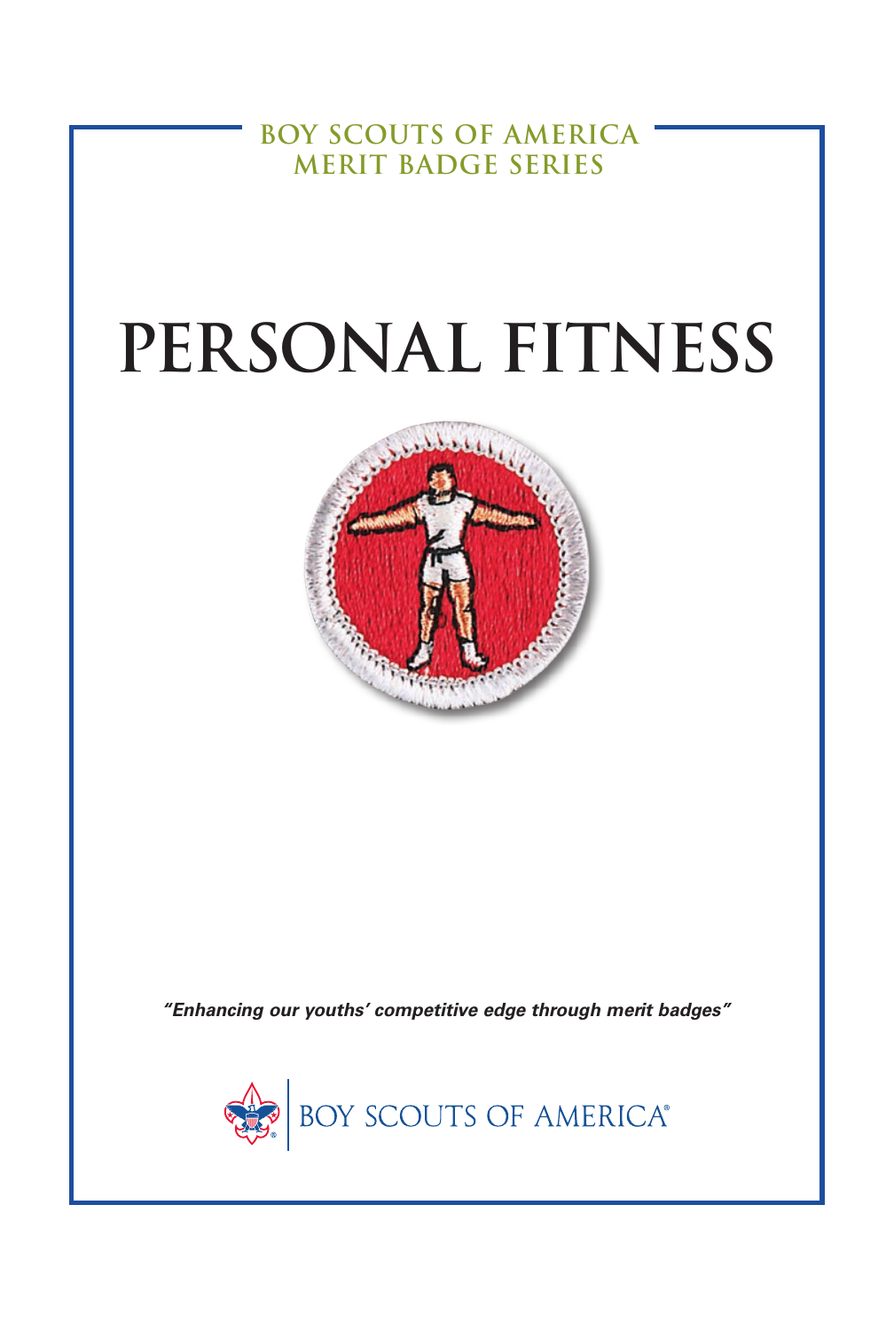BOY SCOUTS OF AMERICA
MERIT BADGE SERIES

# PERSONAL FITNESS

***"Enhancing our youths' competitive edge through merit badges"***

BOY SCOUTS OF AMERICA®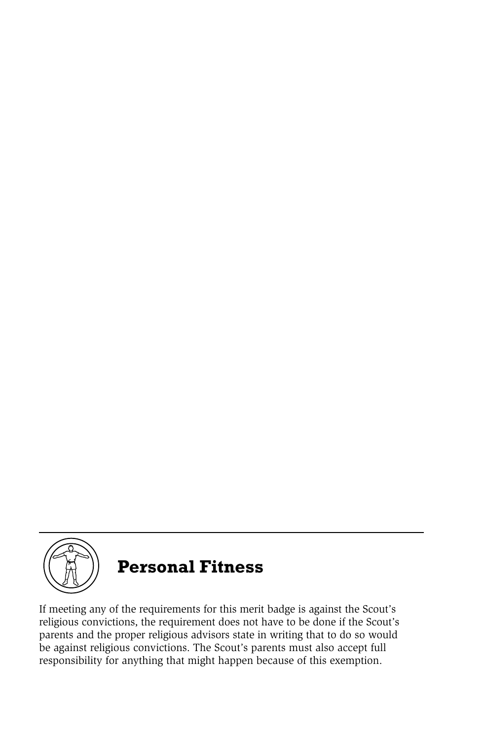# Personal Fitness

If meeting any of the requirements for this merit badge is against the Scout's religious convictions, the requirement does not have to be done if the Scout's parents and the proper religious advisors state in writing that to do so would be against religious convictions. The Scout's parents must also accept full responsibility for anything that might happen because of this exemption.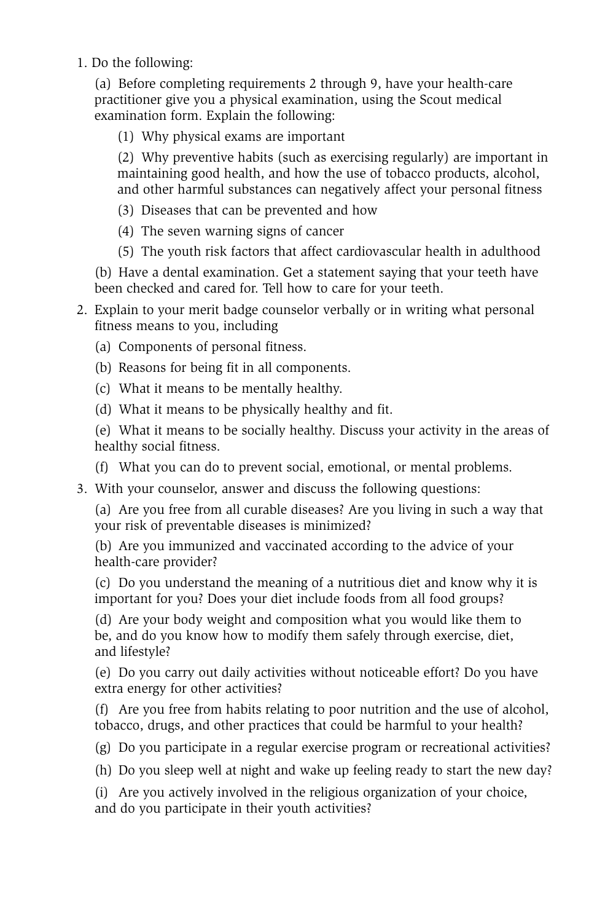1. Do the following:

   (a) Before completing requirements 2 through 9, have your health-care practitioner give you a physical examination, using the Scout medical examination form. Explain the following:

   (1) Why physical exams are important

   (2) Why preventive habits (such as exercising regularly) are important in maintaining good health, and how the use of tobacco products, alcohol, and other harmful substances can negatively affect your personal fitness

   (3) Diseases that can be prevented and how

   (4) The seven warning signs of cancer

   (5) The youth risk factors that affect cardiovascular health in adulthood

   (b) Have a dental examination. Get a statement saying that your teeth have been checked and cared for. Tell how to care for your teeth.

2. Explain to your merit badge counselor verbally or in writing what personal fitness means to you, including

   (a) Components of personal fitness.

   (b) Reasons for being fit in all components.

   (c) What it means to be mentally healthy.

   (d) What it means to be physically healthy and fit.

   (e) What it means to be socially healthy. Discuss your activity in the areas of healthy social fitness.

   (f) What you can do to prevent social, emotional, or mental problems.

3. With your counselor, answer and discuss the following questions:

   (a) Are you free from all curable diseases? Are you living in such a way that your risk of preventable diseases is minimized?

   (b) Are you immunized and vaccinated according to the advice of your health-care provider?

   (c) Do you understand the meaning of a nutritious diet and know why it is important for you? Does your diet include foods from all food groups?

   (d) Are your body weight and composition what you would like them to be, and do you know how to modify them safely through exercise, diet, and lifestyle?

   (e) Do you carry out daily activities without noticeable effort? Do you have extra energy for other activities?

   (f) Are you free from habits relating to poor nutrition and the use of alcohol, tobacco, drugs, and other practices that could be harmful to your health?

   (g) Do you participate in a regular exercise program or recreational activities?

   (h) Do you sleep well at night and wake up feeling ready to start the new day?

   (i) Are you actively involved in the religious organization of your choice, and do you participate in their youth activities?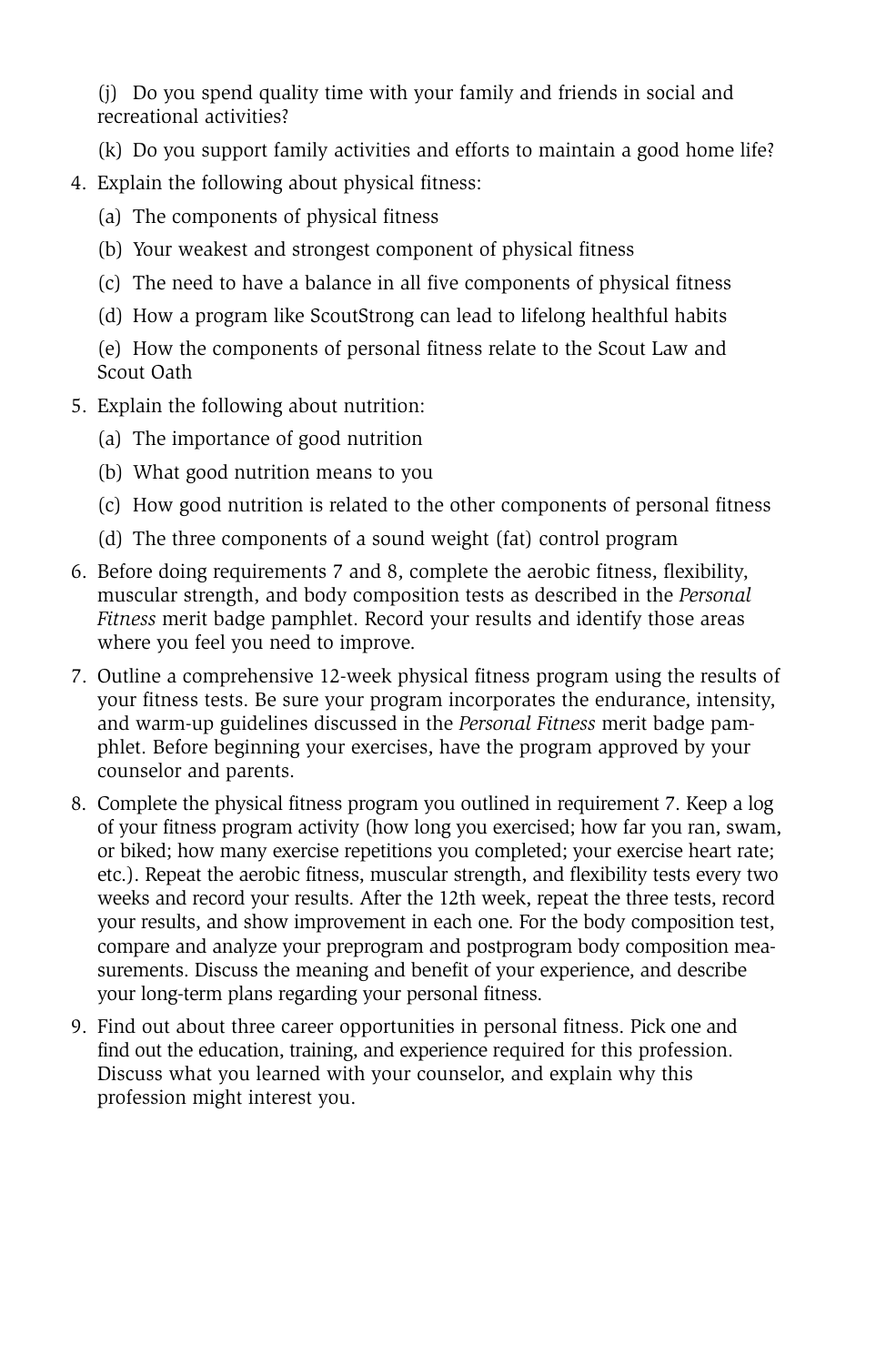(j) Do you spend quality time with your family and friends in social and recreational activities?

(k) Do you support family activities and efforts to maintain a good home life?

4. Explain the following about physical fitness:

   (a) The components of physical fitness

   (b) Your weakest and strongest component of physical fitness

   (c) The need to have a balance in all five components of physical fitness

   (d) How a program like ScoutStrong can lead to lifelong healthful habits

   (e) How the components of personal fitness relate to the Scout Law and Scout Oath

5. Explain the following about nutrition:

   (a) The importance of good nutrition

   (b) What good nutrition means to you

   (c) How good nutrition is related to the other components of personal fitness

   (d) The three components of a sound weight (fat) control program

6. Before doing requirements 7 and 8, complete the aerobic fitness, flexibility, muscular strength, and body composition tests as described in the *Personal Fitness* merit badge pamphlet. Record your results and identify those areas where you feel you need to improve.

7. Outline a comprehensive 12-week physical fitness program using the results of your fitness tests. Be sure your program incorporates the endurance, intensity, and warm-up guidelines discussed in the *Personal Fitness* merit badge pamphlet. Before beginning your exercises, have the program approved by your counselor and parents.

8. Complete the physical fitness program you outlined in requirement 7. Keep a log of your fitness program activity (how long you exercised; how far you ran, swam, or biked; how many exercise repetitions you completed; your exercise heart rate; etc.). Repeat the aerobic fitness, muscular strength, and flexibility tests every two weeks and record your results. After the 12th week, repeat the three tests, record your results, and show improvement in each one. For the body composition test, compare and analyze your preprogram and postprogram body composition measurements. Discuss the meaning and benefit of your experience, and describe your long-term plans regarding your personal fitness.

9. Find out about three career opportunities in personal fitness. Pick one and find out the education, training, and experience required for this profession. Discuss what you learned with your counselor, and explain why this profession might interest you.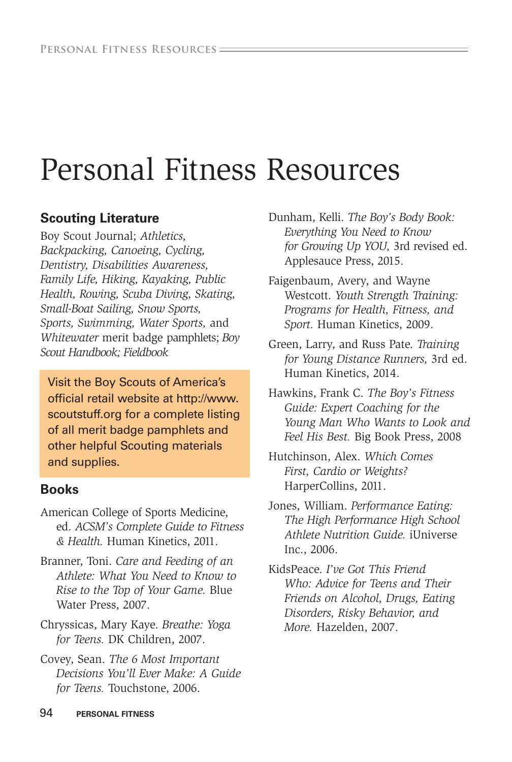# Personal Fitness Resources

## Scouting Literature

Boy Scout Journal; *Athletics, Backpacking, Canoeing, Cycling, Dentistry, Disabilities Awareness, Family Life, Hiking, Kayaking, Public Health, Rowing, Scuba Diving, Skating, Small-Boat Sailing, Snow Sports, Sports, Swimming, Water Sports,* and *Whitewater* merit badge pamphlets; *Boy Scout Handbook; Fieldbook*

Visit the Boy Scouts of America's official retail website at http://www.scoutstuff.org for a complete listing of all merit badge pamphlets and other helpful Scouting materials and supplies.

## Books

American College of Sports Medicine, ed. *ACSM's Complete Guide to Fitness & Health.* Human Kinetics, 2011.

Branner, Toni. *Care and Feeding of an Athlete: What You Need to Know to Rise to the Top of Your Game.* Blue Water Press, 2007.

Chryssicas, Mary Kaye. *Breathe: Yoga for Teens.* DK Children, 2007.

Covey, Sean. *The 6 Most Important Decisions You'll Ever Make: A Guide for Teens.* Touchstone, 2006.

Dunham, Kelli. *The Boy's Body Book: Everything You Need to Know for Growing Up YOU,* 3rd revised ed. Applesauce Press, 2015.

Faigenbaum, Avery, and Wayne Westcott. *Youth Strength Training: Programs for Health, Fitness, and Sport.* Human Kinetics, 2009.

Green, Larry, and Russ Pate. *Training for Young Distance Runners,* 3rd ed. Human Kinetics, 2014.

Hawkins, Frank C. *The Boy's Fitness Guide: Expert Coaching for the Young Man Who Wants to Look and Feel His Best.* Big Book Press, 2008

Hutchinson, Alex. *Which Comes First, Cardio or Weights?* HarperCollins, 2011.

Jones, William. *Performance Eating: The High Performance High School Athlete Nutrition Guide.* iUniverse Inc., 2006.

KidsPeace. *I've Got This Friend Who: Advice for Teens and Their Friends on Alcohol, Drugs, Eating Disorders, Risky Behavior, and More.* Hazelden, 2007.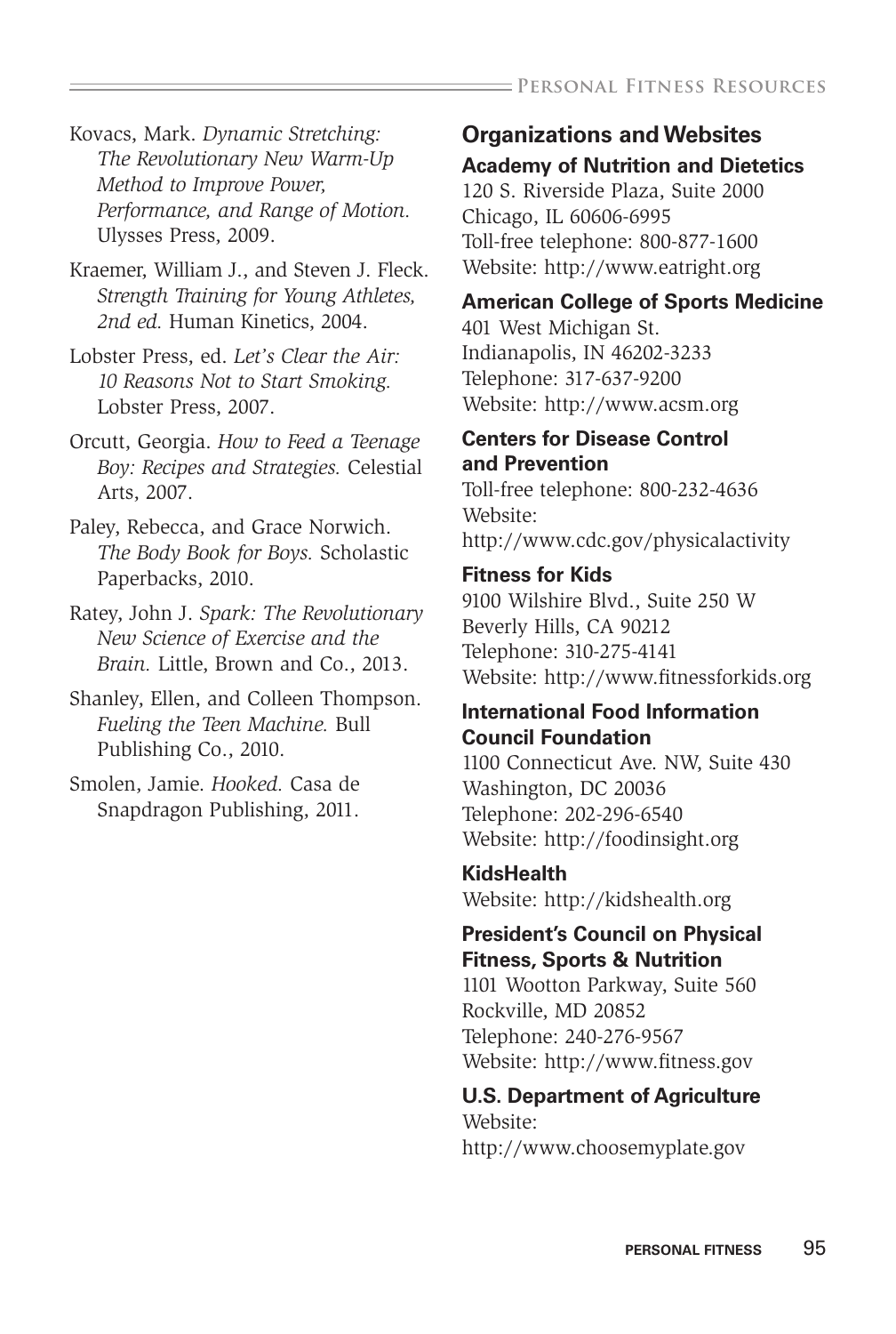Kovacs, Mark. *Dynamic Stretching: The Revolutionary New Warm-Up Method to Improve Power, Performance, and Range of Motion.* Ulysses Press, 2009.

Kraemer, William J., and Steven J. Fleck. *Strength Training for Young Athletes, 2nd ed.* Human Kinetics, 2004.

Lobster Press, ed. *Let's Clear the Air: 10 Reasons Not to Start Smoking.* Lobster Press, 2007.

Orcutt, Georgia. *How to Feed a Teenage Boy: Recipes and Strategies.* Celestial Arts, 2007.

Paley, Rebecca, and Grace Norwich. *The Body Book for Boys.* Scholastic Paperbacks, 2010.

Ratey, John J. *Spark: The Revolutionary New Science of Exercise and the Brain.* Little, Brown and Co., 2013.

Shanley, Ellen, and Colleen Thompson. *Fueling the Teen Machine.* Bull Publishing Co., 2010.

Smolen, Jamie. *Hooked.* Casa de Snapdragon Publishing, 2011.

## Organizations and Websites

### Academy of Nutrition and Dietetics

120 S. Riverside Plaza, Suite 2000
Chicago, IL 60606-6995
Toll-free telephone: 800-877-1600
Website: http://www.eatright.org

### American College of Sports Medicine

401 West Michigan St.
Indianapolis, IN 46202-3233
Telephone: 317-637-9200
Website: http://www.acsm.org

### Centers for Disease Control and Prevention

Toll-free telephone: 800-232-4636
Website:
http://www.cdc.gov/physicalactivity

### Fitness for Kids

9100 Wilshire Blvd., Suite 250 W
Beverly Hills, CA 90212
Telephone: 310-275-4141
Website: http://www.fitnessforkids.org

### International Food Information Council Foundation

1100 Connecticut Ave. NW, Suite 430
Washington, DC 20036
Telephone: 202-296-6540
Website: http://foodinsight.org

### KidsHealth

Website: http://kidshealth.org

### President's Council on Physical Fitness, Sports & Nutrition

1101 Wootton Parkway, Suite 560
Rockville, MD 20852
Telephone: 240-276-9567
Website: http://www.fitness.gov

### U.S. Department of Agriculture

Website:
http://www.choosemyplate.gov